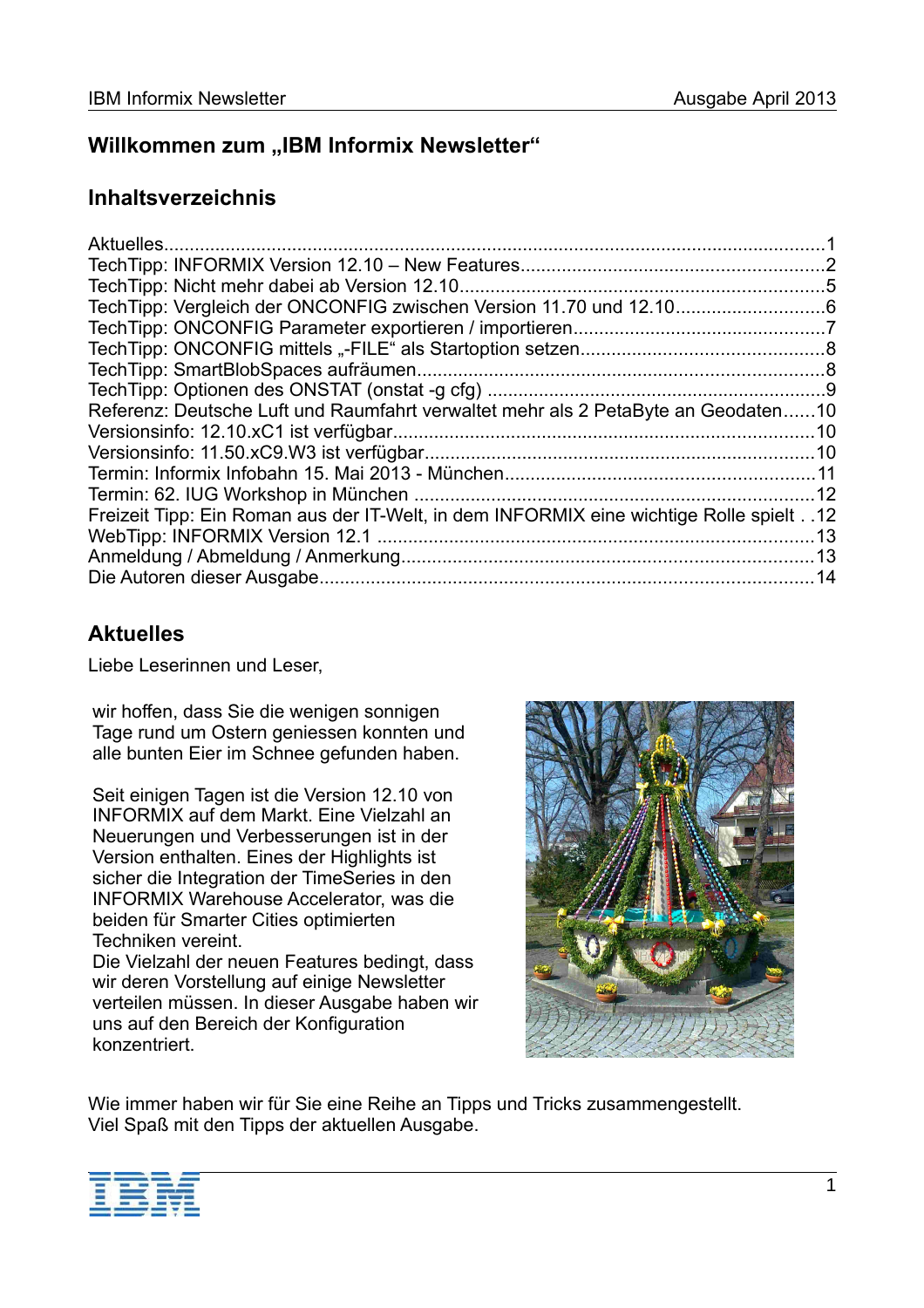## Willkommen zum „IBM Informix Newsletter“

## Inhaltsverzeichnis

Aktuelles....1
TechTipp: INFORMIX Version 12.10 – New Features....2
TechTipp: Nicht mehr dabei ab Version 12.10....5
TechTipp: Vergleich der ONCONFIG zwischen Version 11.70 und 12.10....6
TechTipp: ONCONFIG Parameter exportieren / importieren....7
TechTipp: ONCONFIG mittels „-FILE“ als Startoption setzen....8
TechTipp: SmartBlobSpaces aufräumen....8
TechTipp: Optionen des ONSTAT (onstat -g cfg)....9
Referenz: Deutsche Luft und Raumfahrt verwaltet mehr als 2 PetaByte an Geodaten....10
Versionsinfo: 12.10.xC1 ist verfügbar....10
Versionsinfo: 11.50.xC9.W3 ist verfügbar....10
Termin: Informix Infobahn 15. Mai 2013 - München....11
Termin: 62. IUG Workshop in München....12
Freizeit Tipp: Ein Roman aus der IT-Welt, in dem INFORMIX eine wichtige Rolle spielt....12
WebTipp: INFORMIX Version 12.1....13
Anmeldung / Abmeldung / Anmerkung....13
Die Autoren dieser Ausgabe....14

## Aktuelles

Liebe Leserinnen und Leser,

wir hoffen, dass Sie die wenigen sonnigen Tage rund um Ostern geniessen konnten und alle bunten Eier im Schnee gefunden haben.

Seit einigen Tagen ist die Version 12.10 von INFORMIX auf dem Markt. Eine Vielzahl an Neuerungen und Verbesserungen ist in der Version enthalten. Eines der Highlights ist sicher die Integration der TimeSeries in den INFORMIX Warehouse Accelerator, was die beiden für Smarter Cities optimierten Techniken vereint.
Die Vielzahl der neuen Features bedingt, dass wir deren Vorstellung auf einige Newsletter verteilen müssen. In dieser Ausgabe haben wir uns auf den Bereich der Konfiguration konzentriert.

Wie immer haben wir für Sie eine Reihe an Tipps und Tricks zusammengestellt.
Viel Spaß mit den Tipps der aktuellen Ausgabe.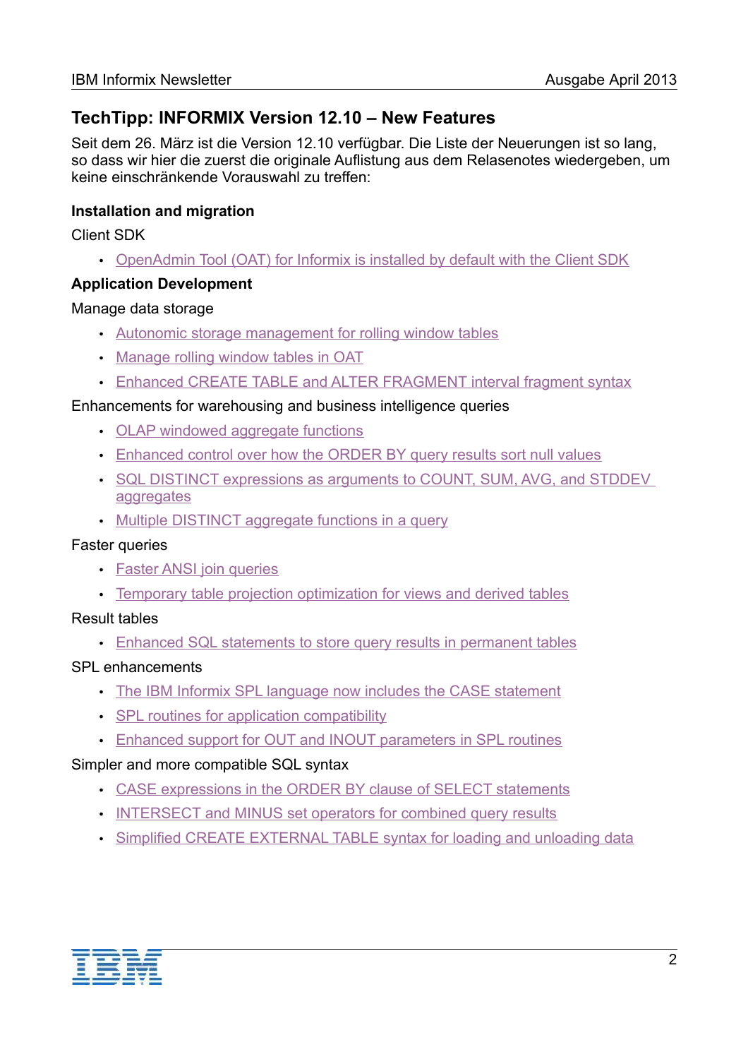## TechTipp: INFORMIX Version 12.10 – New Features

Seit dem 26. März ist die Version 12.10 verfügbar. Die Liste der Neuerungen ist so lang, so dass wir hier die zuerst die originale Auflistung aus dem Relasenotes wiedergeben, um keine einschränkende Vorauswahl zu treffen:

**Installation and migration**

Client SDK

- OpenAdmin Tool (OAT) for Informix is installed by default with the Client SDK

**Application Development**

Manage data storage

- Autonomic storage management for rolling window tables
- Manage rolling window tables in OAT
- Enhanced CREATE TABLE and ALTER FRAGMENT interval fragment syntax

Enhancements for warehousing and business intelligence queries

- OLAP windowed aggregate functions
- Enhanced control over how the ORDER BY query results sort null values
- SQL DISTINCT expressions as arguments to COUNT, SUM, AVG, and STDDEV aggregates
- Multiple DISTINCT aggregate functions in a query

Faster queries

- Faster ANSI join queries
- Temporary table projection optimization for views and derived tables

Result tables

- Enhanced SQL statements to store query results in permanent tables

SPL enhancements

- The IBM Informix SPL language now includes the CASE statement
- SPL routines for application compatibility
- Enhanced support for OUT and INOUT parameters in SPL routines

Simpler and more compatible SQL syntax

- CASE expressions in the ORDER BY clause of SELECT statements
- INTERSECT and MINUS set operators for combined query results
- Simplified CREATE EXTERNAL TABLE syntax for loading and unloading data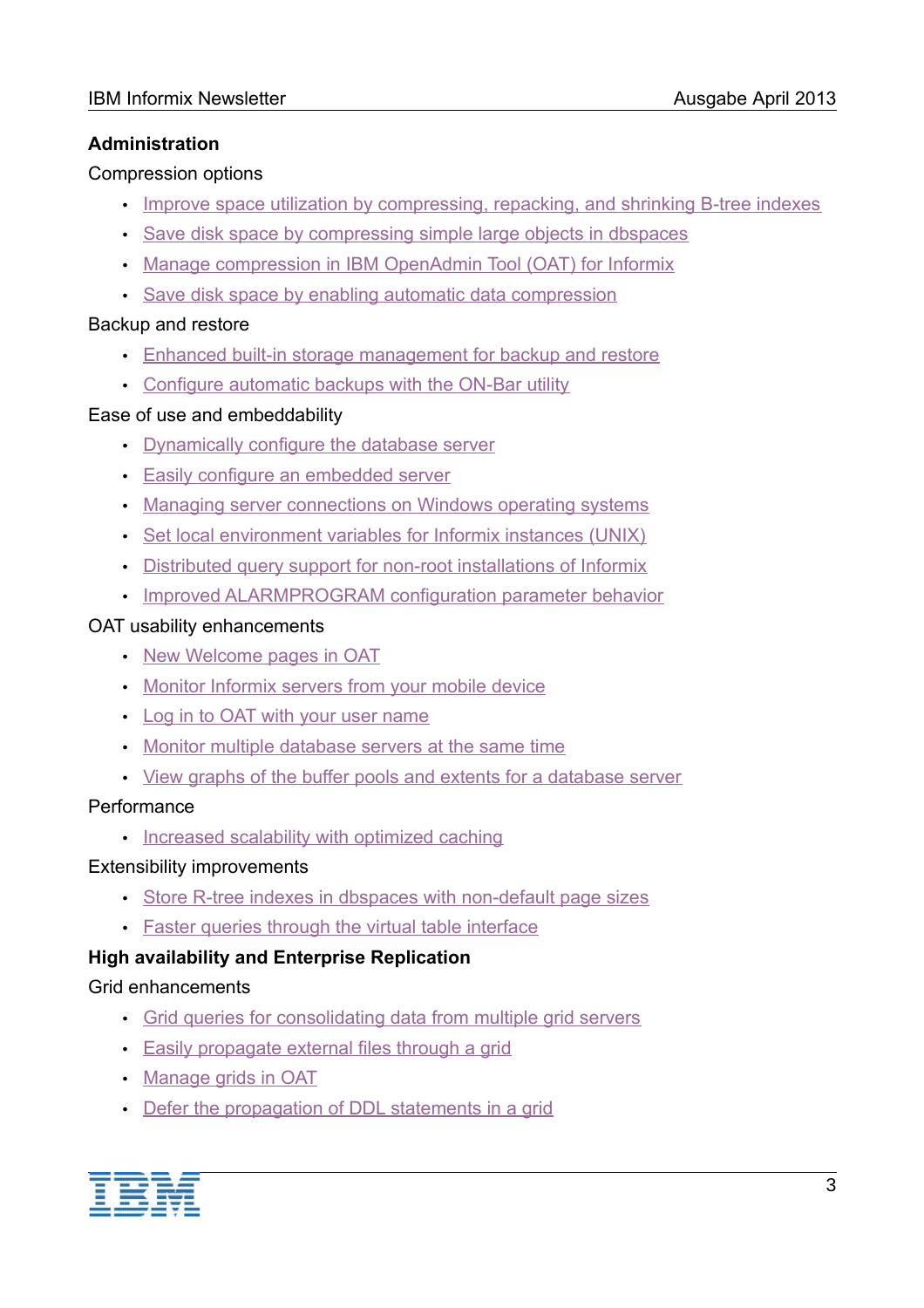## Administration

Compression options

- Improve space utilization by compressing, repacking, and shrinking B-tree indexes
- Save disk space by compressing simple large objects in dbspaces
- Manage compression in IBM OpenAdmin Tool (OAT) for Informix
- Save disk space by enabling automatic data compression

Backup and restore

- Enhanced built-in storage management for backup and restore
- Configure automatic backups with the ON-Bar utility

Ease of use and embeddability

- Dynamically configure the database server
- Easily configure an embedded server
- Managing server connections on Windows operating systems
- Set local environment variables for Informix instances (UNIX)
- Distributed query support for non-root installations of Informix
- Improved ALARMPROGRAM configuration parameter behavior

OAT usability enhancements

- New Welcome pages in OAT
- Monitor Informix servers from your mobile device
- Log in to OAT with your user name
- Monitor multiple database servers at the same time
- View graphs of the buffer pools and extents for a database server

Performance

- Increased scalability with optimized caching

Extensibility improvements

- Store R-tree indexes in dbspaces with non-default page sizes
- Faster queries through the virtual table interface

## High availability and Enterprise Replication

Grid enhancements

- Grid queries for consolidating data from multiple grid servers
- Easily propagate external files through a grid
- Manage grids in OAT
- Defer the propagation of DDL statements in a grid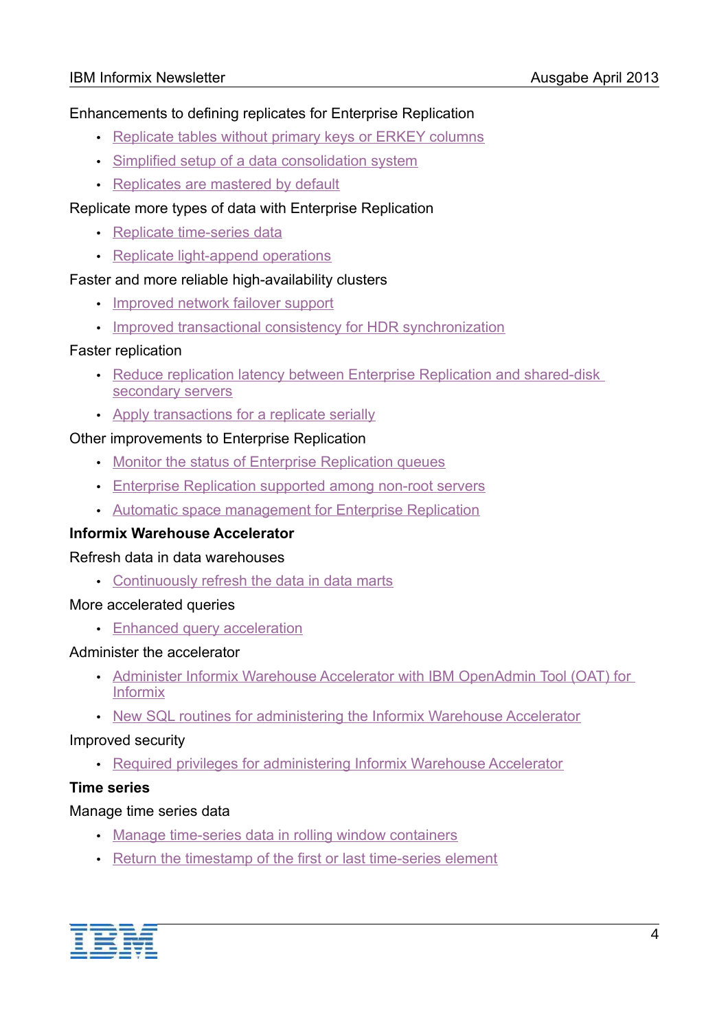Enhancements to defining replicates for Enterprise Replication

- Replicate tables without primary keys or ERKEY columns
- Simplified setup of a data consolidation system
- Replicates are mastered by default

Replicate more types of data with Enterprise Replication

- Replicate time-series data
- Replicate light-append operations

Faster and more reliable high-availability clusters

- Improved network failover support
- Improved transactional consistency for HDR synchronization

Faster replication

- Reduce replication latency between Enterprise Replication and shared-disk secondary servers
- Apply transactions for a replicate serially

Other improvements to Enterprise Replication

- Monitor the status of Enterprise Replication queues
- Enterprise Replication supported among non-root servers
- Automatic space management for Enterprise Replication

**Informix Warehouse Accelerator**

Refresh data in data warehouses

- Continuously refresh the data in data marts

More accelerated queries

- Enhanced query acceleration

Administer the accelerator

- Administer Informix Warehouse Accelerator with IBM OpenAdmin Tool (OAT) for Informix
- New SQL routines for administering the Informix Warehouse Accelerator

Improved security

- Required privileges for administering Informix Warehouse Accelerator

**Time series**

Manage time series data

- Manage time-series data in rolling window containers
- Return the timestamp of the first or last time-series element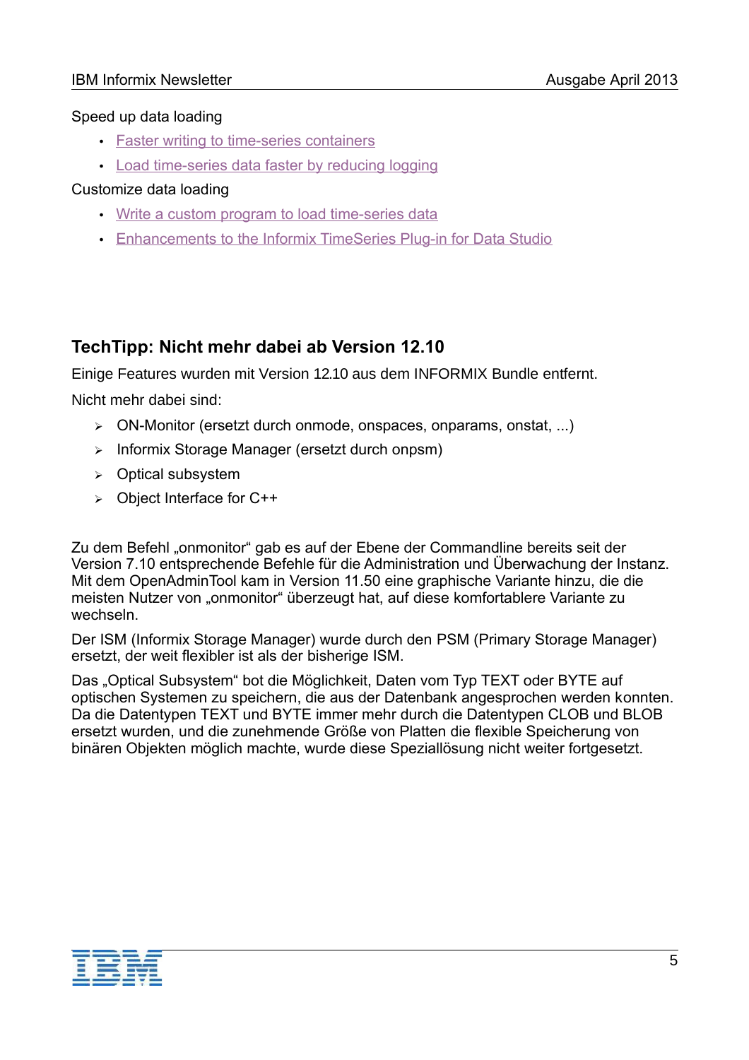Speed up data loading

- Faster writing to time-series containers
- Load time-series data faster by reducing logging

Customize data loading

- Write a custom program to load time-series data
- Enhancements to the Informix TimeSeries Plug-in for Data Studio

## TechTipp: Nicht mehr dabei ab Version 12.10

Einige Features wurden mit Version 12.10 aus dem INFORMIX Bundle entfernt.

Nicht mehr dabei sind:

- ON-Monitor (ersetzt durch onmode, onspaces, onparams, onstat, ...)
- Informix Storage Manager (ersetzt durch onpsm)
- Optical subsystem
- Object Interface for C++

Zu dem Befehl „onmonitor“ gab es auf der Ebene der Commandline bereits seit der Version 7.10 entsprechende Befehle für die Administration und Überwachung der Instanz. Mit dem OpenAdminTool kam in Version 11.50 eine graphische Variante hinzu, die die meisten Nutzer von „onmonitor“ überzeugt hat, auf diese komfortablere Variante zu wechseln.

Der ISM (Informix Storage Manager) wurde durch den PSM (Primary Storage Manager) ersetzt, der weit flexibler ist als der bisherige ISM.

Das „Optical Subsystem“ bot die Möglichkeit, Daten vom Typ TEXT oder BYTE auf optischen Systemen zu speichern, die aus der Datenbank angesprochen werden konnten. Da die Datentypen TEXT und BYTE immer mehr durch die Datentypen CLOB und BLOB ersetzt wurden, und die zunehmende Größe von Platten die flexible Speicherung von binären Objekten möglich machte, wurde diese Speziallösung nicht weiter fortgesetzt.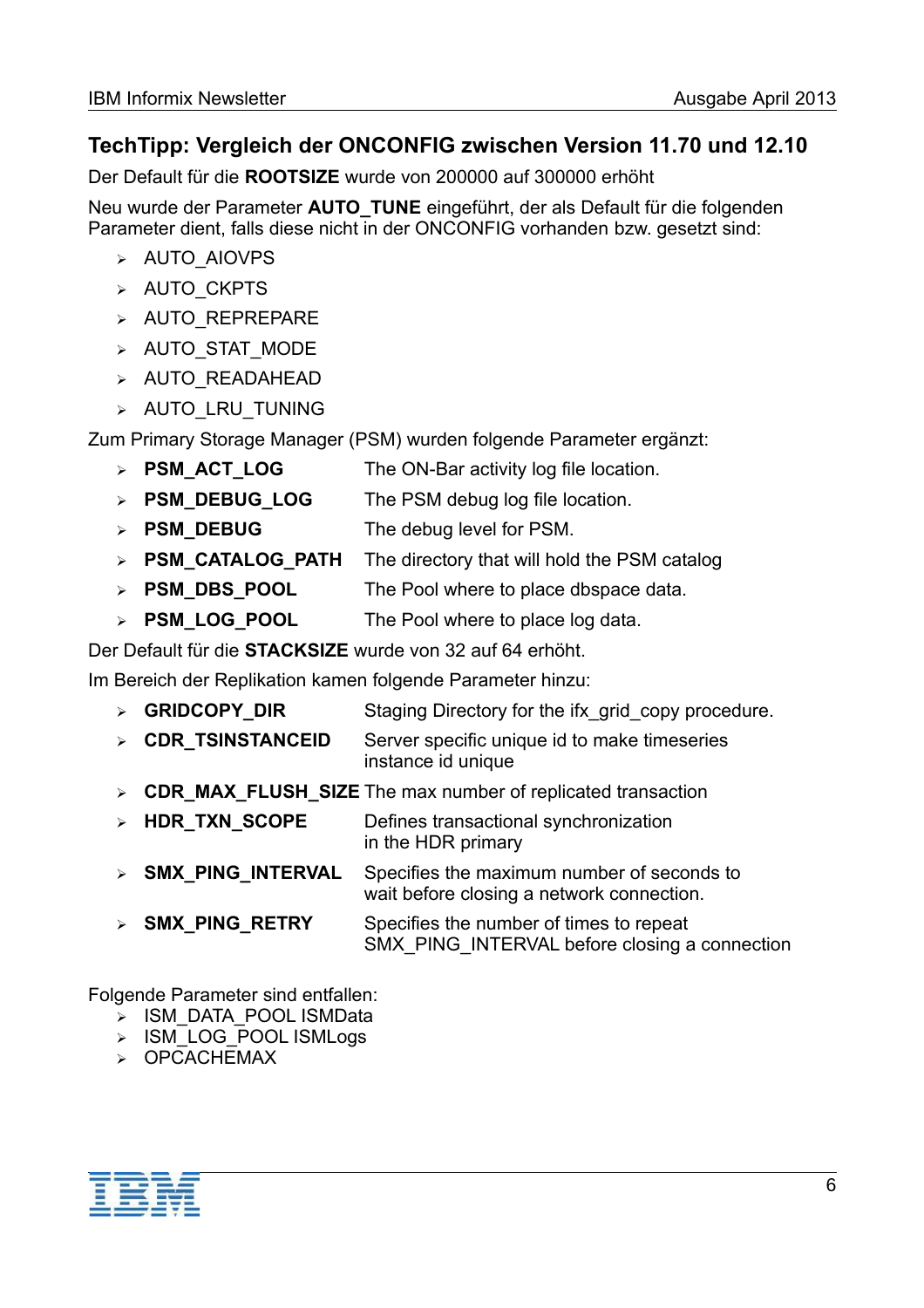## TechTipp: Vergleich der ONCONFIG zwischen Version 11.70 und 12.10

Der Default für die **ROOTSIZE** wurde von 200000 auf 300000 erhöht

Neu wurde der Parameter **AUTO_TUNE** eingeführt, der als Default für die folgenden Parameter dient, falls diese nicht in der ONCONFIG vorhanden bzw. gesetzt sind:

- AUTO_AIOVPS
- AUTO_CKPTS
- AUTO_REPREPARE
- AUTO_STAT_MODE
- AUTO_READAHEAD
- AUTO_LRU_TUNING

Zum Primary Storage Manager (PSM) wurden folgende Parameter ergänzt:

- **PSM_ACT_LOG** The ON-Bar activity log file location.
- **PSM_DEBUG_LOG** The PSM debug log file location.
- **PSM_DEBUG** The debug level for PSM.
- **PSM_CATALOG_PATH** The directory that will hold the PSM catalog
- **PSM_DBS_POOL** The Pool where to place dbspace data.
- **PSM_LOG_POOL** The Pool where to place log data.

Der Default für die **STACKSIZE** wurde von 32 auf 64 erhöht.

Im Bereich der Replikation kamen folgende Parameter hinzu:

- **GRIDCOPY_DIR** Staging Directory for the ifx_grid_copy procedure.
- **CDR_TSINSTANCEID** Server specific unique id to make timeseries instance id unique
- **CDR_MAX_FLUSH_SIZE** The max number of replicated transaction
- **HDR_TXN_SCOPE** Defines transactional synchronization in the HDR primary
- **SMX_PING_INTERVAL** Specifies the maximum number of seconds to wait before closing a network connection.
- **SMX_PING_RETRY** Specifies the number of times to repeat SMX_PING_INTERVAL before closing a connection

Folgende Parameter sind entfallen:

- ISM_DATA_POOL ISMData
- ISM_LOG_POOL ISMLogs
- OPCACHEMAX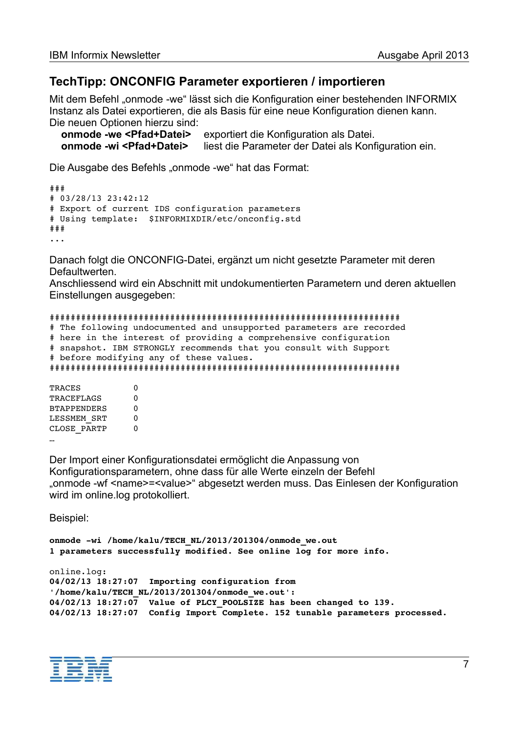## TechTipp: ONCONFIG Parameter exportieren / importieren

Mit dem Befehl „onmode -we" lässt sich die Konfiguration einer bestehenden INFORMIX Instanz als Datei exportieren, die als Basis für eine neue Konfiguration dienen kann.
Die neuen Optionen hierzu sind:

**onmode -we <Pfad+Datei>** exportiert die Konfiguration als Datei.
**onmode -wi <Pfad+Datei>** liest die Parameter der Datei als Konfiguration ein.

Die Ausgabe des Befehls „onmode -we" hat das Format:

```
###
# 03/28/13 23:42:12
# Export of current IDS configuration parameters
# Using template:  $INFORMIXDIR/etc/onconfig.std
###
...
```

Danach folgt die ONCONFIG-Datei, ergänzt um nicht gesetzte Parameter mit deren Defaultwerten.
Anschliessend wird ein Abschnitt mit undokumentierten Parametern und deren aktuellen Einstellungen ausgegeben:

```
###################################################################
# The following undocumented and unsupported parameters are recorded
# here in the interest of providing a comprehensive configuration
# snapshot. IBM STRONGLY recommends that you consult with Support
# before modifying any of these values.
###################################################################

TRACES          0
TRACEFLAGS      0
BTAPPENDERS     0
LESSMEM_SRT     0
CLOSE_PARTP     0
…
```

Der Import einer Konfigurationsdatei ermöglicht die Anpassung von Konfigurationsparametern, ohne dass für alle Werte einzeln der Befehl „onmode -wf <name>=<value>" abgesetzt werden muss. Das Einlesen der Konfiguration wird im online.log protokolliert.

Beispiel:

```
onmode -wi /home/kalu/TECH_NL/2013/201304/onmode_we.out
1 parameters successfully modified. See online log for more info.

online.log:
04/02/13 18:27:07  Importing configuration from
'/home/kalu/TECH_NL/2013/201304/onmode_we.out':
04/02/13 18:27:07  Value of PLCY_POOLSIZE has been changed to 139.
04/02/13 18:27:07  Config Import Complete. 152 tunable parameters processed.
```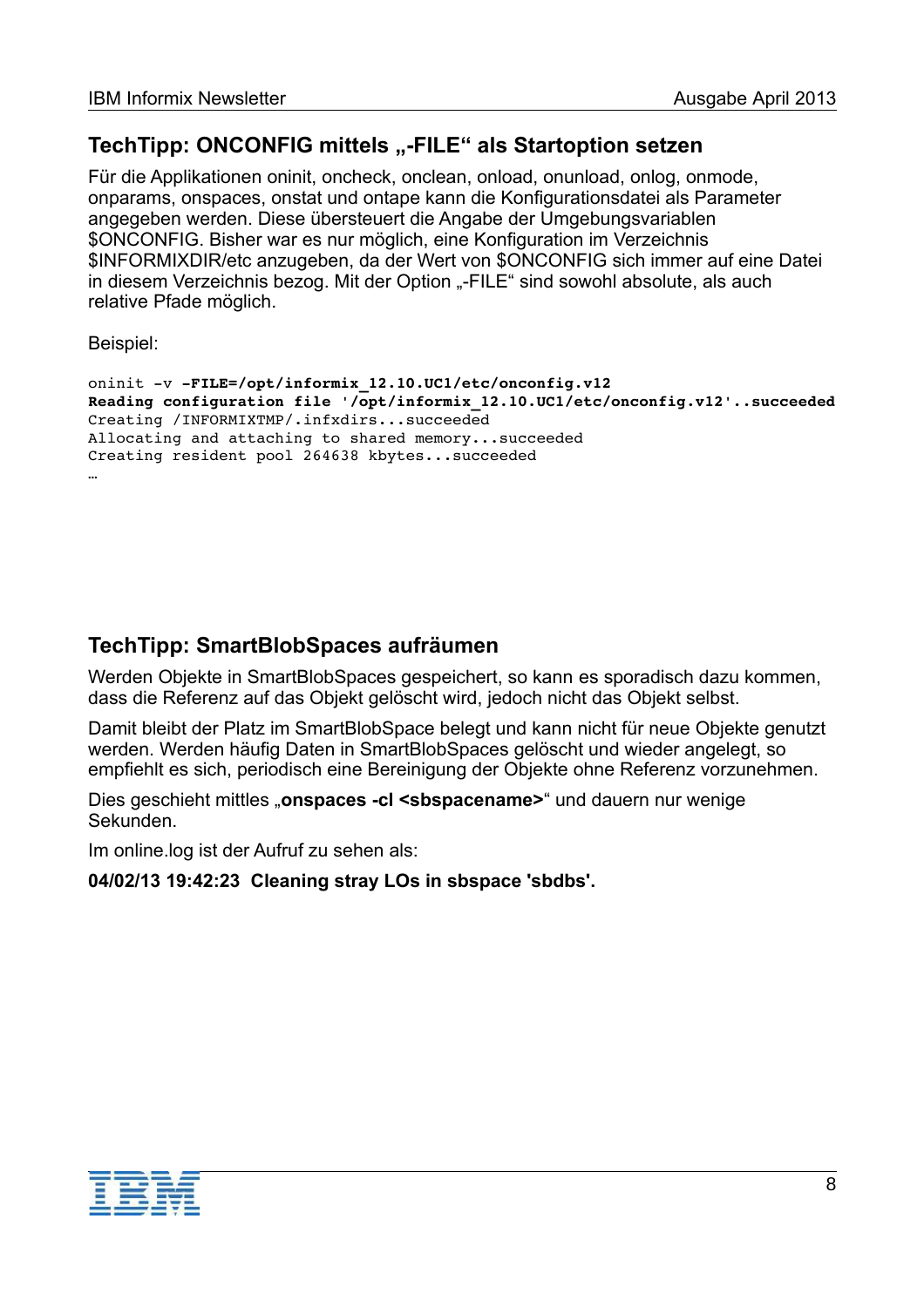## TechTipp: ONCONFIG mittels „-FILE“ als Startoption setzen

Für die Applikationen oninit, oncheck, onclean, onload, onunload, onlog, onmode, onparams, onspaces, onstat und ontape kann die Konfigurationsdatei als Parameter angegeben werden. Diese übersteuert die Angabe der Umgebungsvariablen $ONCONFIG. Bisher war es nur möglich, eine Konfiguration im Verzeichnis $INFORMIXDIR/etc anzugeben, da der Wert von $ONCONFIG sich immer auf eine Datei in diesem Verzeichnis bezog. Mit der Option „-FILE“ sind sowohl absolute, als auch relative Pfade möglich.

Beispiel:

```
oninit -v -FILE=/opt/informix_12.10.UC1/etc/onconfig.v12
Reading configuration file '/opt/informix_12.10.UC1/etc/onconfig.v12'..succeeded
Creating /INFORMIXTMP/.infxdirs...succeeded
Allocating and attaching to shared memory...succeeded
Creating resident pool 264638 kbytes...succeeded
…
```

## TechTipp: SmartBlobSpaces aufräumen

Werden Objekte in SmartBlobSpaces gespeichert, so kann es sporadisch dazu kommen, dass die Referenz auf das Objekt gelöscht wird, jedoch nicht das Objekt selbst.

Damit bleibt der Platz im SmartBlobSpace belegt und kann nicht für neue Objekte genutzt werden. Werden häufig Daten in SmartBlobSpaces gelöscht und wieder angelegt, so empfiehlt es sich, periodisch eine Bereinigung der Objekte ohne Referenz vorzunehmen.

Dies geschieht mittles „**onspaces -cl <sbspacename>**“ und dauern nur wenige Sekunden.

Im online.log ist der Aufruf zu sehen als:

**04/02/13 19:42:23 Cleaning stray LOs in sbspace 'sbdbs'.**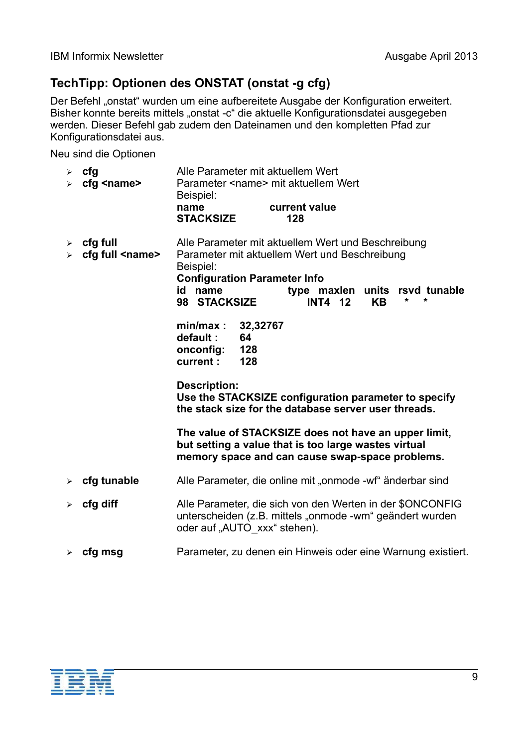## TechTipp: Optionen des ONSTAT (onstat -g cfg)

Der Befehl „onstat“ wurden um eine aufbereitete Ausgabe der Konfiguration erweitert. Bisher konnte bereits mittels „onstat -c“ die aktuelle Konfigurationsdatei ausgegeben werden. Dieser Befehl gab zudem den Dateinamen und den kompletten Pfad zur Konfigurationsdatei aus.

Neu sind die Optionen

- **cfg** — Alle Parameter mit aktuellem Wert
- **cfg <name>** — Parameter <name> mit aktuellem Wert

  Beispiel:

  ```
  name          current value
  STACKSIZE        128
  ```

- **cfg full** — Alle Parameter mit aktuellem Wert und Beschreibung
- **cfg full <name>** — Parameter mit aktuellem Wert und Beschreibung

  Beispiel:

  ```
  Configuration Parameter Info
  id  name            type  maxlen  units  rsvd  tunable
  98  STACKSIZE       INT4  12      KB     *     *

  min/max :  32,32767
  default :  64
  onconfig:  128
  current :  128

  Description:
  Use the STACKSIZE configuration parameter to specify
  the stack size for the database server user threads.

  The value of STACKSIZE does not have an upper limit,
  but setting a value that is too large wastes virtual
  memory space and can cause swap-space problems.
  ```

- **cfg tunable** — Alle Parameter, die online mit „onmode -wf“ änderbar sind
- **cfg diff** — Alle Parameter, die sich von den Werten in der $ONCONFIG unterscheiden (z.B. mittels „onmode -wm“ geändert wurden oder auf „AUTO_xxx“ stehen).
- **cfg msg** — Parameter, zu denen ein Hinweis oder eine Warnung existiert.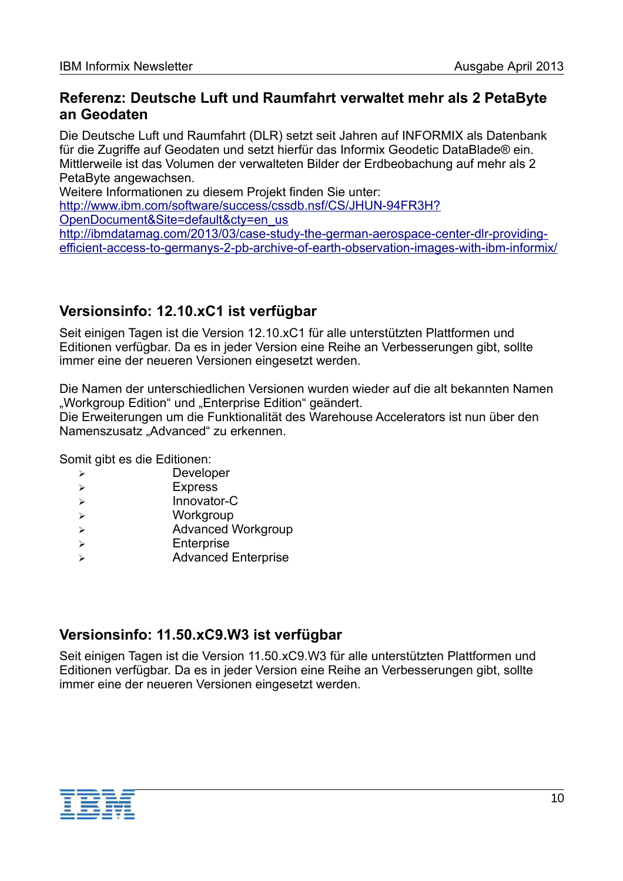## Referenz: Deutsche Luft und Raumfahrt verwaltet mehr als 2 PetaByte an Geodaten

Die Deutsche Luft und Raumfahrt (DLR) setzt seit Jahren auf INFORMIX als Datenbank für die Zugriffe auf Geodaten und setzt hierfür das Informix Geodetic DataBlade® ein. Mittlerweile ist das Volumen der verwalteten Bilder der Erdbeobachung auf mehr als 2 PetaByte angewachsen.
Weitere Informationen zu diesem Projekt finden Sie unter:
http://www.ibm.com/software/success/cssdb.nsf/CS/JHUN-94FR3H?OpenDocument&Site=default&cty=en_us
http://ibmdatamag.com/2013/03/case-study-the-german-aerospace-center-dlr-providing-efficient-access-to-germanys-2-pb-archive-of-earth-observation-images-with-ibm-informix/

## Versionsinfo: 12.10.xC1 ist verfügbar

Seit einigen Tagen ist die Version 12.10.xC1 für alle unterstützten Plattformen und Editionen verfügbar. Da es in jeder Version eine Reihe an Verbesserungen gibt, sollte immer eine der neueren Versionen eingesetzt werden.

Die Namen der unterschiedlichen Versionen wurden wieder auf die alt bekannten Namen „Workgroup Edition“ und „Enterprise Edition“ geändert.
Die Erweiterungen um die Funktionalität des Warehouse Accelerators ist nun über den Namenszusatz „Advanced“ zu erkennen.

Somit gibt es die Editionen:

- Developer
- Express
- Innovator-C
- Workgroup
- Advanced Workgroup
- Enterprise
- Advanced Enterprise

## Versionsinfo: 11.50.xC9.W3 ist verfügbar

Seit einigen Tagen ist die Version 11.50.xC9.W3 für alle unterstützten Plattformen und Editionen verfügbar. Da es in jeder Version eine Reihe an Verbesserungen gibt, sollte immer eine der neueren Versionen eingesetzt werden.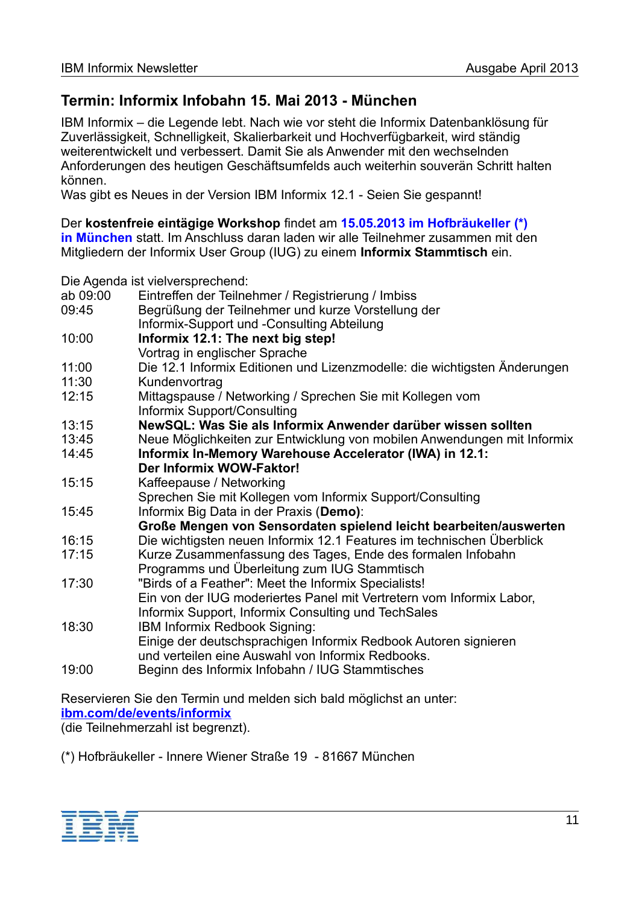## Termin: Informix Infobahn 15. Mai 2013 - München

IBM Informix – die Legende lebt. Nach wie vor steht die Informix Datenbanklösung für Zuverlässigkeit, Schnelligkeit, Skalierbarkeit und Hochverfügbarkeit, wird ständig weiterentwickelt und verbessert. Damit Sie als Anwender mit den wechselnden Anforderungen des heutigen Geschäftsumfelds auch weiterhin souverän Schritt halten können.
Was gibt es Neues in der Version IBM Informix 12.1 - Seien Sie gespannt!

Der **kostenfreie eintägige Workshop** findet am **15.05.2013 im Hofbräukeller (*) in München** statt. Im Anschluss daran laden wir alle Teilnehmer zusammen mit den Mitgliedern der Informix User Group (IUG) zu einem **Informix Stammtisch** ein.

Die Agenda ist vielversprechend:

| | |
|---|---|
| ab 09:00 | Eintreffen der Teilnehmer / Registrierung / Imbiss |
| 09:45 | Begrüßung der Teilnehmer und kurze Vorstellung der Informix-Support und -Consulting Abteilung |
| 10:00 | **Informix 12.1: The next big step!** Vortrag in englischer Sprache |
| 11:00 | Die 12.1 Informix Editionen und Lizenzmodelle: die wichtigsten Änderungen |
| 11:30 | Kundenvortrag |
| 12:15 | Mittagspause / Networking / Sprechen Sie mit Kollegen vom Informix Support/Consulting |
| 13:15 | **NewSQL: Was Sie als Informix Anwender darüber wissen sollten** |
| 13:45 | Neue Möglichkeiten zur Entwicklung von mobilen Anwendungen mit Informix |
| 14:45 | **Informix In-Memory Warehouse Accelerator (IWA) in 12.1: Der Informix WOW-Faktor!** |
| 15:15 | Kaffeepause / Networking Sprechen Sie mit Kollegen vom Informix Support/Consulting |
| 15:45 | Informix Big Data in der Praxis (**Demo)**: **Große Mengen von Sensordaten spielend leicht bearbeiten/auswerten** |
| 16:15 | Die wichtigsten neuen Informix 12.1 Features im technischen Überblick |
| 17:15 | Kurze Zusammenfassung des Tages, Ende des formalen Infobahn Programms und Überleitung zum IUG Stammtisch |
| 17:30 | "Birds of a Feather": Meet the Informix Specialists! Ein von der IUG moderiertes Panel mit Vertretern vom Informix Labor, Informix Support, Informix Consulting und TechSales |
| 18:30 | IBM Informix Redbook Signing: Einige der deutschsprachigen Informix Redbook Autoren signieren und verteilen eine Auswahl von Informix Redbooks. |
| 19:00 | Beginn des Informix Infobahn / IUG Stammtisches |

Reservieren Sie den Termin und melden sich bald möglichst an unter:
**ibm.com/de/events/informix**
(die Teilnehmerzahl ist begrenzt).

(*) Hofbräukeller - Innere Wiener Straße 19 - 81667 München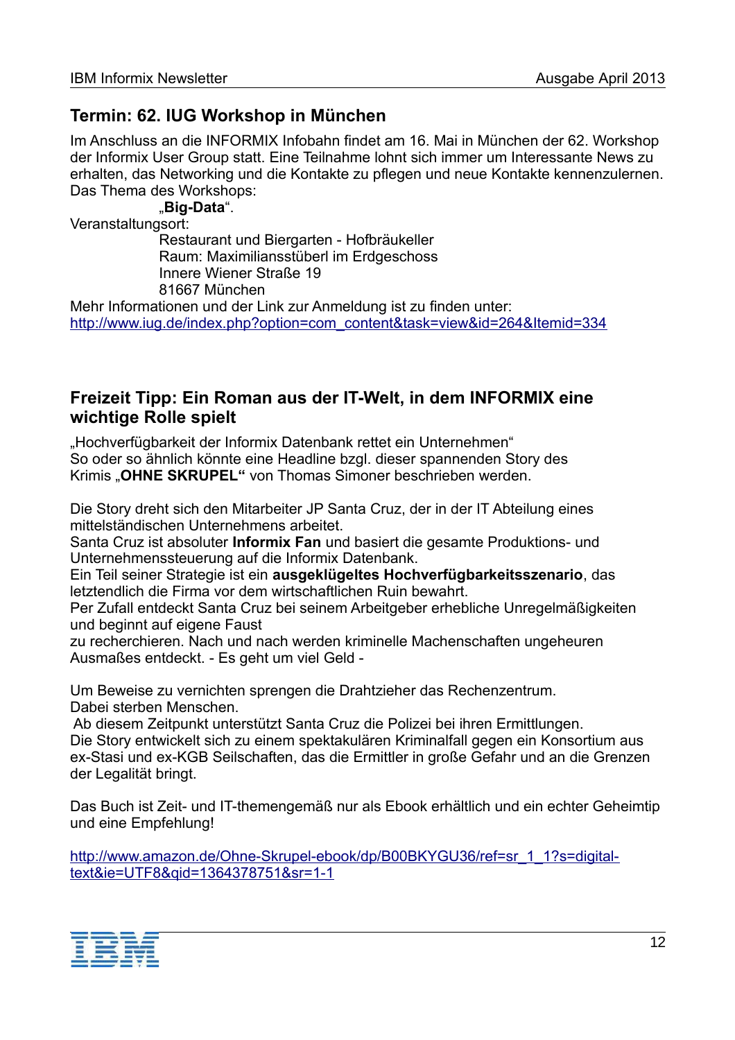## Termin: 62. IUG Workshop in München

Im Anschluss an die INFORMIX Infobahn findet am 16. Mai in München der 62. Workshop der Informix User Group statt. Eine Teilnahme lohnt sich immer um Interessante News zu erhalten, das Networking und die Kontakte zu pflegen und neue Kontakte kennenzulernen.
Das Thema des Workshops:

„**Big-Data**“.

Veranstaltungsort:

Restaurant und Biergarten - Hofbräukeller
Raum: Maximiliansstüberl im Erdgeschoss
Innere Wiener Straße 19
81667 München

Mehr Informationen und der Link zur Anmeldung ist zu finden unter:
http://www.iug.de/index.php?option=com_content&task=view&id=264&Itemid=334

## Freizeit Tipp: Ein Roman aus der IT-Welt, in dem INFORMIX eine wichtige Rolle spielt

„Hochverfügbarkeit der Informix Datenbank rettet ein Unternehmen“
So oder so ähnlich könnte eine Headline bzgl. dieser spannenden Story des Krimis „**OHNE SKRUPEL“** von Thomas Simoner beschrieben werden.

Die Story dreht sich den Mitarbeiter JP Santa Cruz, der in der IT Abteilung eines mittelständischen Unternehmens arbeitet.
Santa Cruz ist absoluter **Informix Fan** und basiert die gesamte Produktions- und Unternehmenssteuerung auf die Informix Datenbank.
Ein Teil seiner Strategie ist ein **ausgeklügeltes Hochverfügbarkeitsszenario**, das letztendlich die Firma vor dem wirtschaftlichen Ruin bewahrt.
Per Zufall entdeckt Santa Cruz bei seinem Arbeitgeber erhebliche Unregelmäßigkeiten und beginnt auf eigene Faust
zu recherchieren. Nach und nach werden kriminelle Machenschaften ungeheuren Ausmaßes entdeckt. - Es geht um viel Geld -

Um Beweise zu vernichten sprengen die Drahtzieher das Rechenzentrum.
Dabei sterben Menschen.
Ab diesem Zeitpunkt unterstützt Santa Cruz die Polizei bei ihren Ermittlungen.
Die Story entwickelt sich zu einem spektakulären Kriminalfall gegen ein Konsortium aus ex-Stasi und ex-KGB Seilschaften, das die Ermittler in große Gefahr und an die Grenzen der Legalität bringt.

Das Buch ist Zeit- und IT-themengemäß nur als Ebook erhältlich und ein echter Geheimtip und eine Empfehlung!

http://www.amazon.de/Ohne-Skrupel-ebook/dp/B00BKYGU36/ref=sr_1_1?s=digital-text&ie=UTF8&qid=1364378751&sr=1-1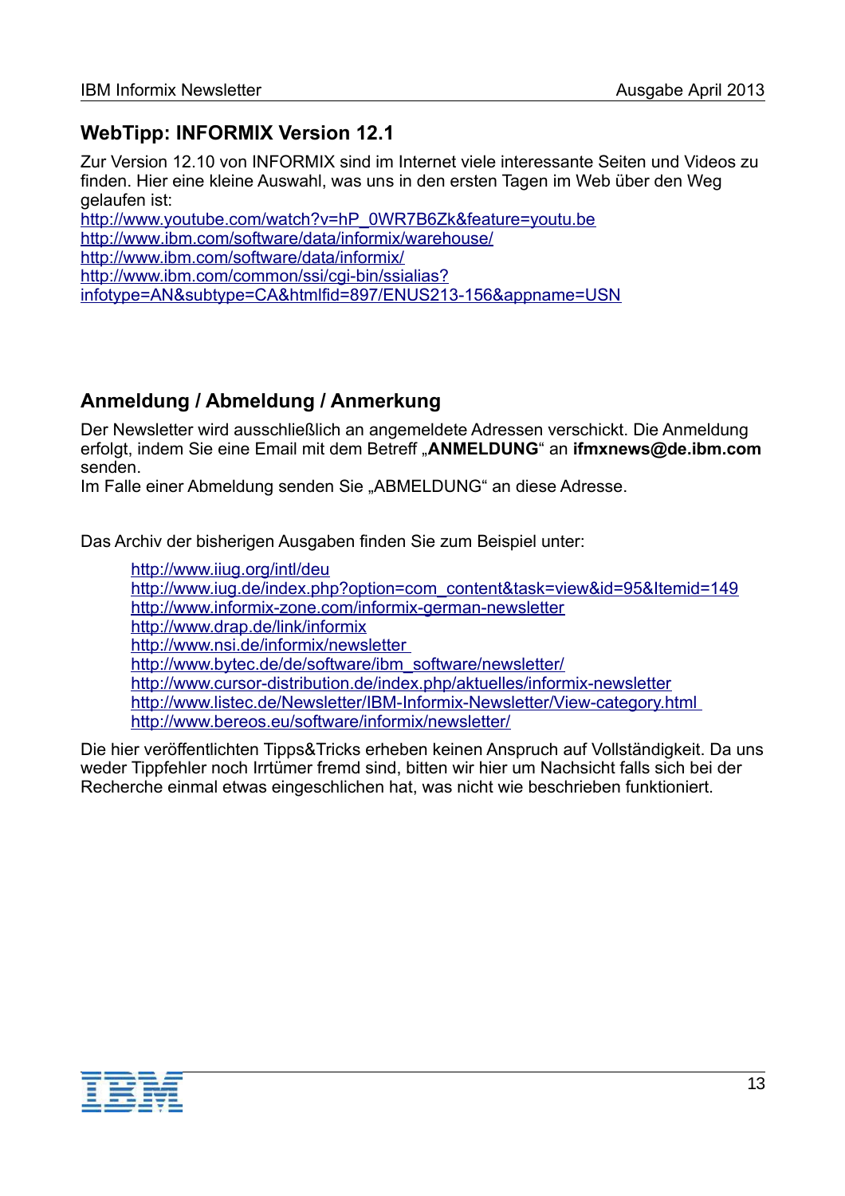## WebTipp: INFORMIX Version 12.1

Zur Version 12.10 von INFORMIX sind im Internet viele interessante Seiten und Videos zu finden. Hier eine kleine Auswahl, was uns in den ersten Tagen im Web über den Weg gelaufen ist:
http://www.youtube.com/watch?v=hP_0WR7B6Zk&feature=youtu.be
http://www.ibm.com/software/data/informix/warehouse/
http://www.ibm.com/software/data/informix/
http://www.ibm.com/common/ssi/cgi-bin/ssialias?infotype=AN&subtype=CA&htmlfid=897/ENUS213-156&appname=USN

## Anmeldung / Abmeldung / Anmerkung

Der Newsletter wird ausschließlich an angemeldete Adressen verschickt. Die Anmeldung erfolgt, indem Sie eine Email mit dem Betreff „**ANMELDUNG**“ an **ifmxnews@de.ibm.com** senden.
Im Falle einer Abmeldung senden Sie „ABMELDUNG“ an diese Adresse.

Das Archiv der bisherigen Ausgaben finden Sie zum Beispiel unter:

http://www.iiug.org/intl/deu
http://www.iug.de/index.php?option=com_content&task=view&id=95&Itemid=149
http://www.informix-zone.com/informix-german-newsletter
http://www.drap.de/link/informix
http://www.nsi.de/informix/newsletter
http://www.bytec.de/de/software/ibm_software/newsletter/
http://www.cursor-distribution.de/index.php/aktuelles/informix-newsletter
http://www.listec.de/Newsletter/IBM-Informix-Newsletter/View-category.html
http://www.bereos.eu/software/informix/newsletter/

Die hier veröffentlichten Tipps&Tricks erheben keinen Anspruch auf Vollständigkeit. Da uns weder Tippfehler noch Irrtümer fremd sind, bitten wir hier um Nachsicht falls sich bei der Recherche einmal etwas eingeschlichen hat, was nicht wie beschrieben funktioniert.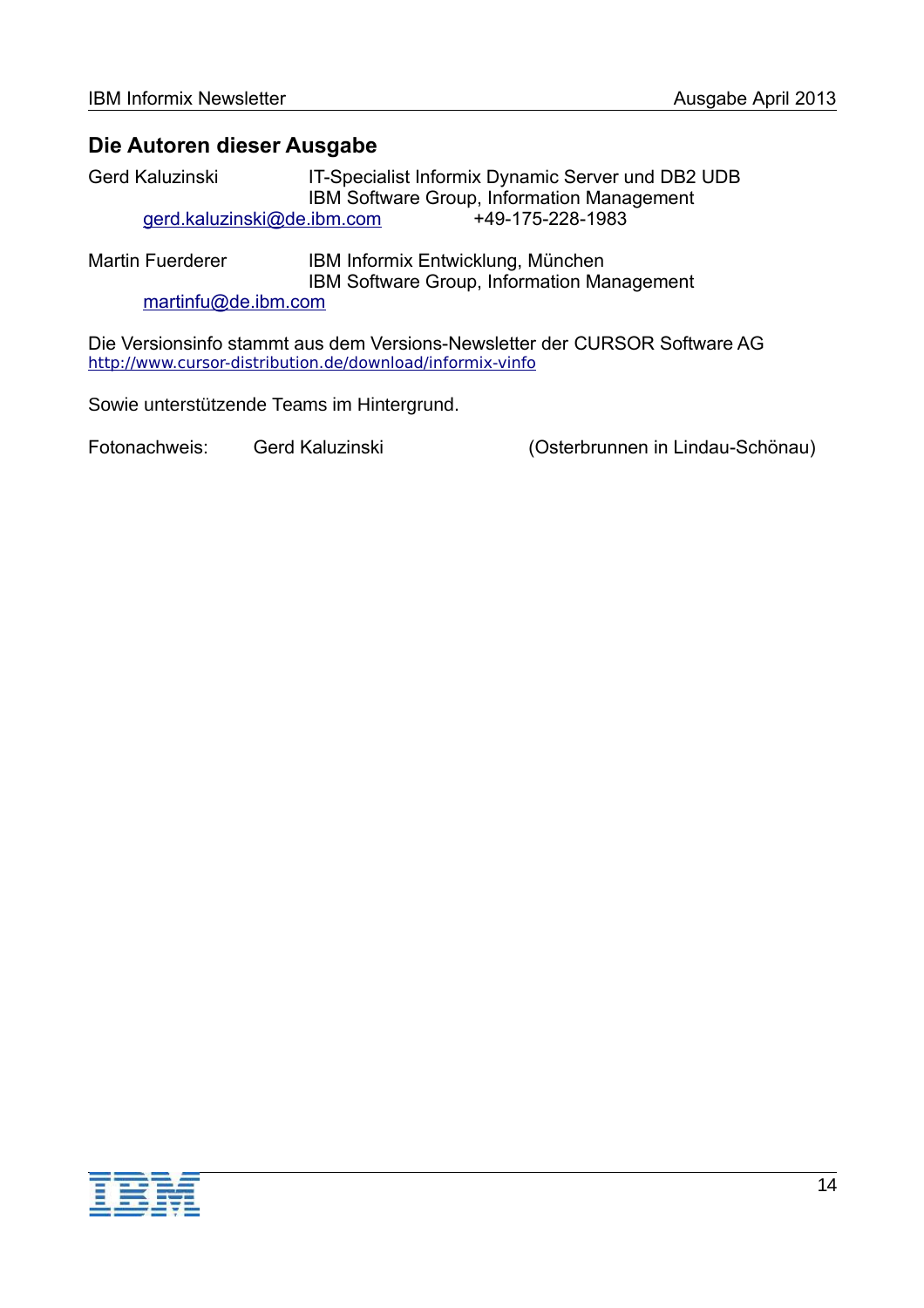## Die Autoren dieser Ausgabe

Gerd Kaluzinski IT-Specialist Informix Dynamic Server und DB2 UDB
IBM Software Group, Information Management
gerd.kaluzinski@de.ibm.com +49-175-228-1983

Martin Fuerderer IBM Informix Entwicklung, München
IBM Software Group, Information Management
martinfu@de.ibm.com

Die Versionsinfo stammt aus dem Versions-Newsletter der CURSOR Software AG
http://www.cursor-distribution.de/download/informix-vinfo

Sowie unterstützende Teams im Hintergrund.

Fotonachweis: Gerd Kaluzinski (Osterbrunnen in Lindau-Schönau)